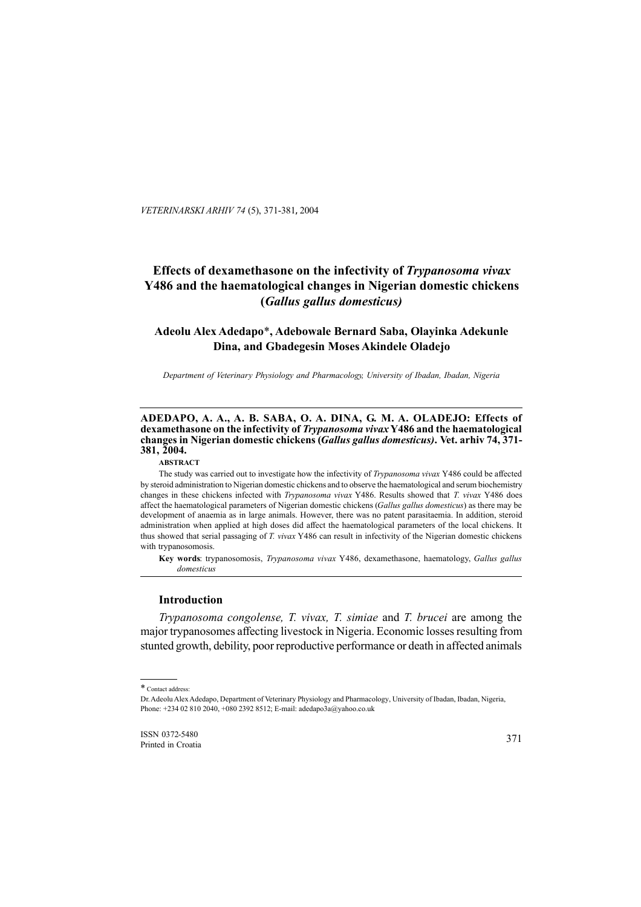# Effects of dexamethasone on the infectivity of *Trypanosoma vivax* Y486 and the haematological changes in Nigerian domestic chickens (*Gallus gallus domesticus)*

**Adeolu Alex Adedapo\*, Adebowale Bernard Saba, Olayinka Adekunle Dina, and Gbadegesin Moses Akindele Oladejo**

*Department of Veterinary Physiology and Pharmacology, University of Ibadan, Ibadan, Nigeria*

---

**ADEDAPO, A. A., A. B. SABA, O. A. DINA, G. M. A. OLADEJO: Effects of dexamethasone on the infectivity of *Trypanosoma vivax* Y486 and the haematological changes in Nigerian domestic chickens (*Gallus gallus domesticus)*. Vet. arhiv 74, 371-381, 2004.**

**ABSTRACT**

The study was carried out to investigate how the infectivity of *Trypanosoma vivax* Y486 could be affected by steroid administration to Nigerian domestic chickens and to observe the haematological and serum biochemistry changes in these chickens infected with *Trypanosoma vivax* Y486. Results showed that *T. vivax* Y486 does affect the haematological parameters of Nigerian domestic chickens (*Gallus gallus domesticus*) as there may be development of anaemia as in large animals. However, there was no patent parasitaemia. In addition, steroid administration when applied at high doses did affect the haematological parameters of the local chickens. It thus showed that serial passaging of *T. vivax* Y486 can result in infectivity of the Nigerian domestic chickens with trypanosomosis.

**Key words**: trypanosomosis, *Trypanosoma vivax* Y486, dexamethasone, haematology, *Gallus gallus domesticus*

---

## Introduction

*Trypanosoma congolense, T. vivax, T. simiae* and *T. brucei* are among the major trypanosomes affecting livestock in Nigeria. Economic losses resulting from stunted growth, debility, poor reproductive performance or death in affected animals

---

\* Contact address:

Dr. Adeolu Alex Adedapo, Department of Veterinary Physiology and Pharmacology, University of Ibadan, Ibadan, Nigeria, Phone: +234 02 810 2040, +080 2392 8512; E-mail: adedapo3a@yahoo.co.uk

ISSN 0372-5480
Printed in Croatia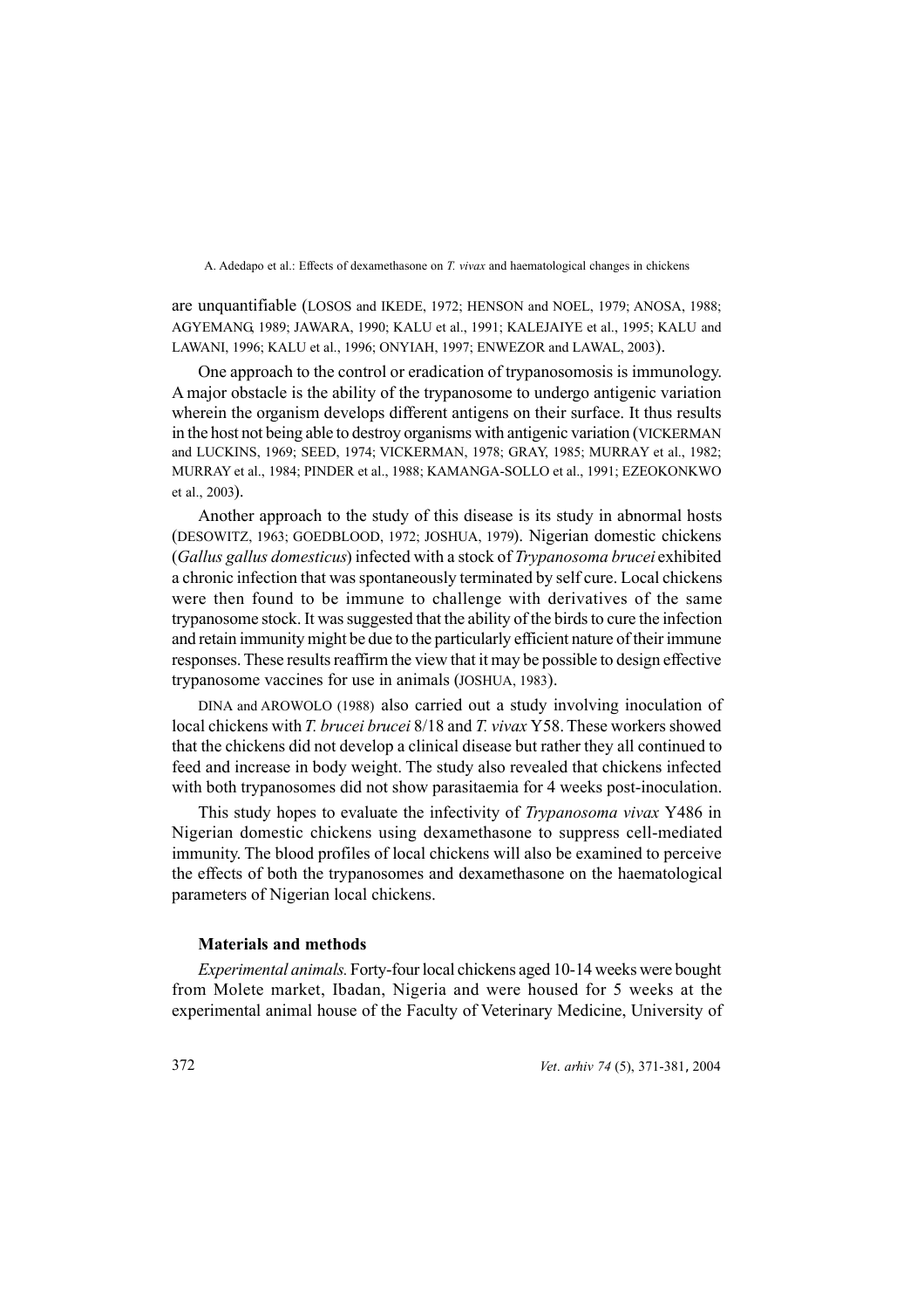are unquantifiable (LOSOS and IKEDE, 1972; HENSON and NOEL, 1979; ANOSA, 1988; AGYEMANG, 1989; JAWARA, 1990; KALU et al., 1991; KALEJAIYE et al., 1995; KALU and LAWANI, 1996; KALU et al., 1996; ONYIAH, 1997; ENWEZOR and LAWAL, 2003).

One approach to the control or eradication of trypanosomosis is immunology. A major obstacle is the ability of the trypanosome to undergo antigenic variation wherein the organism develops different antigens on their surface. It thus results in the host not being able to destroy organisms with antigenic variation (VICKERMAN and LUCKINS, 1969; SEED, 1974; VICKERMAN, 1978; GRAY, 1985; MURRAY et al., 1982; MURRAY et al., 1984; PINDER et al., 1988; KAMANGA-SOLLO et al., 1991; EZEOKONKWO et al., 2003).

Another approach to the study of this disease is its study in abnormal hosts (DESOWITZ, 1963; GOEDBLOOD, 1972; JOSHUA, 1979). Nigerian domestic chickens (*Gallus gallus domesticus*) infected with a stock of *Trypanosoma brucei* exhibited a chronic infection that was spontaneously terminated by self cure. Local chickens were then found to be immune to challenge with derivatives of the same trypanosome stock. It was suggested that the ability of the birds to cure the infection and retain immunity might be due to the particularly efficient nature of their immune responses. These results reaffirm the view that it may be possible to design effective trypanosome vaccines for use in animals (JOSHUA, 1983).

DINA and AROWOLO (1988) also carried out a study involving inoculation of local chickens with *T. brucei brucei* 8/18 and *T. vivax* Y58. These workers showed that the chickens did not develop a clinical disease but rather they all continued to feed and increase in body weight. The study also revealed that chickens infected with both trypanosomes did not show parasitaemia for 4 weeks post-inoculation.

This study hopes to evaluate the infectivity of *Trypanosoma vivax* Y486 in Nigerian domestic chickens using dexamethasone to suppress cell-mediated immunity. The blood profiles of local chickens will also be examined to perceive the effects of both the trypanosomes and dexamethasone on the haematological parameters of Nigerian local chickens.

## Materials and methods

*Experimental animals.* Forty-four local chickens aged 10-14 weeks were bought from Molete market, Ibadan, Nigeria and were housed for 5 weeks at the experimental animal house of the Faculty of Veterinary Medicine, University of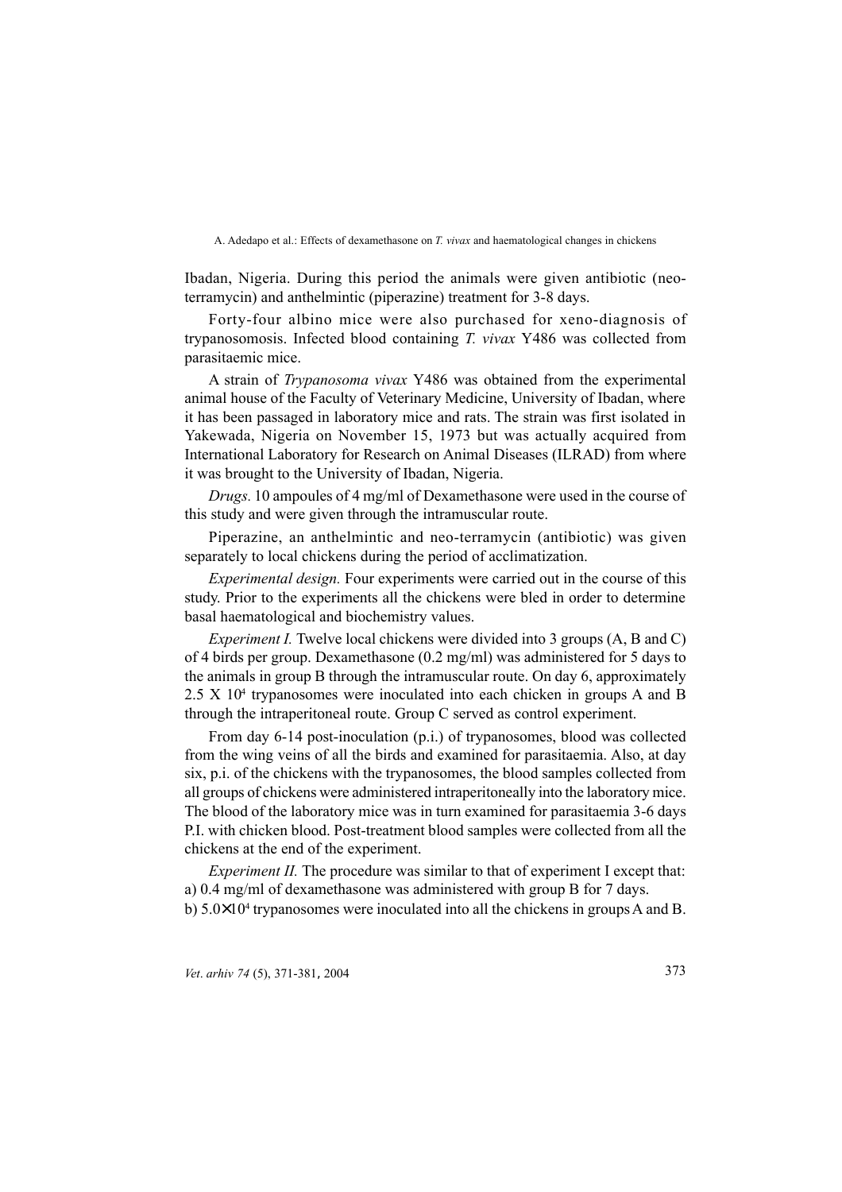Ibadan, Nigeria. During this period the animals were given antibiotic (neo-terramycin) and anthelmintic (piperazine) treatment for 3-8 days.

Forty-four albino mice were also purchased for xeno-diagnosis of trypanosomosis. Infected blood containing *T. vivax* Y486 was collected from parasitaemic mice.

A strain of *Trypanosoma vivax* Y486 was obtained from the experimental animal house of the Faculty of Veterinary Medicine, University of Ibadan, where it has been passaged in laboratory mice and rats. The strain was first isolated in Yakewada, Nigeria on November 15, 1973 but was actually acquired from International Laboratory for Research on Animal Diseases (ILRAD) from where it was brought to the University of Ibadan, Nigeria.

*Drugs.* 10 ampoules of 4 mg/ml of Dexamethasone were used in the course of this study and were given through the intramuscular route.

Piperazine, an anthelmintic and neo-terramycin (antibiotic) was given separately to local chickens during the period of acclimatization.

*Experimental design.* Four experiments were carried out in the course of this study. Prior to the experiments all the chickens were bled in order to determine basal haematological and biochemistry values.

*Experiment I.* Twelve local chickens were divided into 3 groups (A, B and C) of 4 birds per group. Dexamethasone (0.2 mg/ml) was administered for 5 days to the animals in group B through the intramuscular route. On day 6, approximately $2.5 \times 10^4$ trypanosomes were inoculated into each chicken in groups A and B through the intraperitoneal route. Group C served as control experiment.

From day 6-14 post-inoculation (p.i.) of trypanosomes, blood was collected from the wing veins of all the birds and examined for parasitaemia. Also, at day six, p.i. of the chickens with the trypanosomes, the blood samples collected from all groups of chickens were administered intraperitoneally into the laboratory mice. The blood of the laboratory mice was in turn examined for parasitaemia 3-6 days P.I. with chicken blood. Post-treatment blood samples were collected from all the chickens at the end of the experiment.

*Experiment II.* The procedure was similar to that of experiment I except that:
a) 0.4 mg/ml of dexamethasone was administered with group B for 7 days.
b) $5.0 \times 10^4$ trypanosomes were inoculated into all the chickens in groups A and B.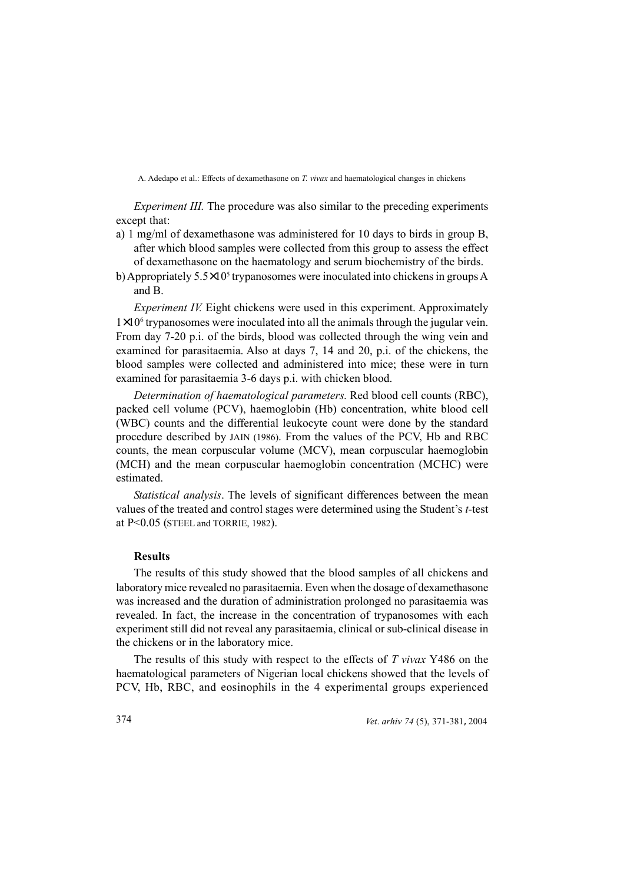*Experiment III.* The procedure was also similar to the preceding experiments except that:

a) 1 mg/ml of dexamethasone was administered for 10 days to birds in group B, after which blood samples were collected from this group to assess the effect of dexamethasone on the haematology and serum biochemistry of the birds.

b) Appropriately $5.5 \times 10^5$ trypanosomes were inoculated into chickens in groups A and B.

*Experiment IV.* Eight chickens were used in this experiment. Approximately $1 \times 10^6$ trypanosomes were inoculated into all the animals through the jugular vein. From day 7-20 p.i. of the birds, blood was collected through the wing vein and examined for parasitaemia. Also at days 7, 14 and 20, p.i. of the chickens, the blood samples were collected and administered into mice; these were in turn examined for parasitaemia 3-6 days p.i. with chicken blood.

*Determination of haematological parameters.* Red blood cell counts (RBC), packed cell volume (PCV), haemoglobin (Hb) concentration, white blood cell (WBC) counts and the differential leukocyte count were done by the standard procedure described by JAIN (1986). From the values of the PCV, Hb and RBC counts, the mean corpuscular volume (MCV), mean corpuscular haemoglobin (MCH) and the mean corpuscular haemoglobin concentration (MCHC) were estimated.

*Statistical analysis*. The levels of significant differences between the mean values of the treated and control stages were determined using the Student's *t*-test at $P<0.05$ (STEEL and TORRIE, 1982).

## Results

The results of this study showed that the blood samples of all chickens and laboratory mice revealed no parasitaemia. Even when the dosage of dexamethasone was increased and the duration of administration prolonged no parasitaemia was revealed. In fact, the increase in the concentration of trypanosomes with each experiment still did not reveal any parasitaemia, clinical or sub-clinical disease in the chickens or in the laboratory mice.

The results of this study with respect to the effects of *T vivax* Y486 on the haematological parameters of Nigerian local chickens showed that the levels of PCV, Hb, RBC, and eosinophils in the 4 experimental groups experienced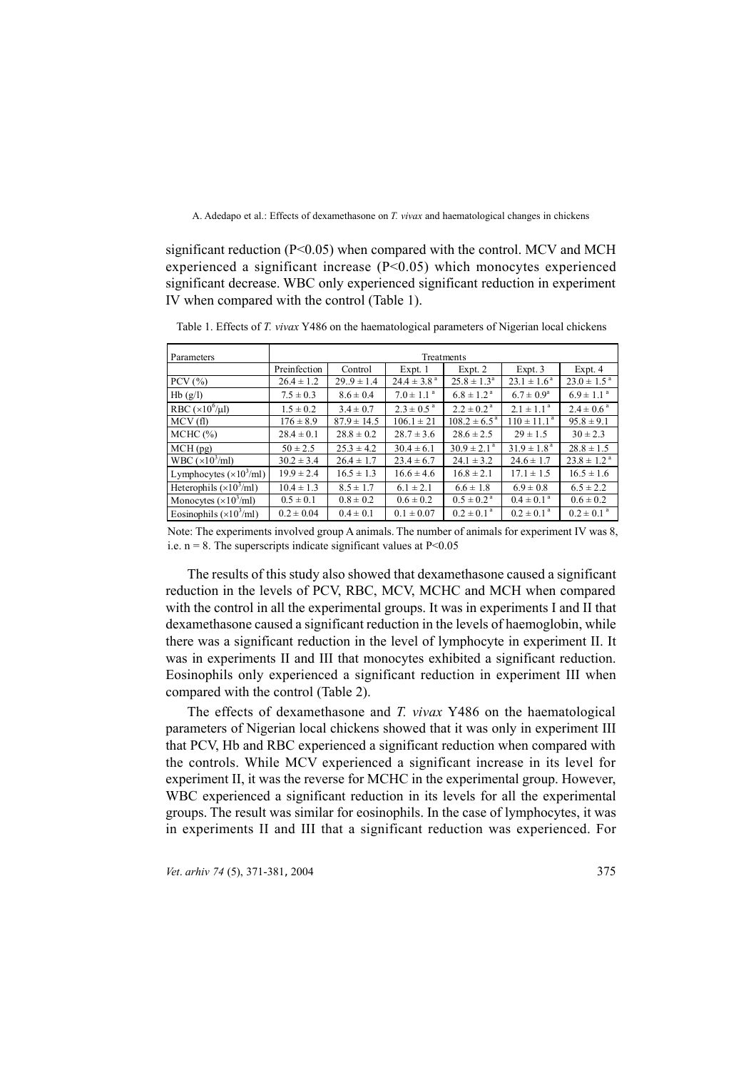significant reduction (P<0.05) when compared with the control. MCV and MCH experienced a significant increase (P<0.05) which monocytes experienced significant decrease. WBC only experienced significant reduction in experiment IV when compared with the control (Table 1).

Table 1. Effects of *T. vivax* Y486 on the haematological parameters of Nigerian local chickens

| Parameters | Treatments | | | | | |
|---|---|---|---|---|---|---|
| | Preinfection | Control | Expt. 1 | Expt. 2 | Expt. 3 | Expt. 4 |
| PCV (%) | 26.4 ± 1.2 | 29..9 ± 1.4 | 24.4 ± 3.8 [a] | 25.8 ± 1.3[a] | 23.1 ± 1.6[a] | 23.0 ± 1.5 [a] |
| Hb (g/l) | 7.5 ± 0.3 | 8.6 ± 0.4 | 7.0 ± 1.1 [a] | 6.8 ± 1.2 [a] | 6.7 ± 0.9[a] | 6.9 ± 1.1 [a] |
| RBC ($\times 10^6$/μl) | 1.5 ± 0.2 | 3.4 ± 0.7 | 2.3 ± 0.5 [a] | 2.2 ± 0.2 [a] | 2.1 ± 1.1 [a] | 2.4 ± 0.6 [a] |
| MCV (fl) | 176 ± 8.9 | 87.9 ± 14.5 | 106.1 ± 21 | 108.2 ± 6.5 [a] | 110 ± 11.1 [a] | 95.8 ± 9.1 |
| MCHC (%) | 28.4 ± 0.1 | 28.8 ± 0.2 | 28.7 ± 3.6 | 28.6 ± 2.5 | 29 ± 1.5 | 30 ± 2.3 |
| MCH (pg) | 50 ± 2.5 | 25.3 ± 4.2 | 30.4 ± 6.1 | 30.9 ± 2.1 [a] | 31.9 ± 1.8 [a] | 28.8 ± 1.5 |
| WBC ($\times 10^3$/ml) | 30.2 ± 3.4 | 26.4 ± 1.7 | 23.4 ± 6.7 | 24.1 ± 3.2 | 24.6 ± 1.7 | 23.8 ± 1.2 [a] |
| Lymphocytes ($\times 10^3$/ml) | 19.9 ± 2.4 | 16.5 ± 1.3 | 16.6 ± 4.6 | 16.8 ± 2.1 | 17.1 ± 1.5 | 16.5 ± 1.6 |
| Heterophils ($\times 10^3$/ml) | 10.4 ± 1.3 | 8.5 ± 1.7 | 6.1 ± 2.1 | 6.6 ± 1.8 | 6.9 ± 0.8 | 6.5 ± 2.2 |
| Monocytes ($\times 10^3$/ml) | 0.5 ± 0.1 | 0.8 ± 0.2 | 0.6 ± 0.2 | 0.5 ± 0.2 [a] | 0.4 ± 0.1 [a] | 0.6 ± 0.2 |
| Eosinophils ($\times 10^3$/ml) | 0.2 ± 0.04 | 0.4 ± 0.1 | 0.1 ± 0.07 | 0.2 ± 0.1 [a] | 0.2 ± 0.1 [a] | 0.2 ± 0.1 [a] |

Note: The experiments involved group A animals. The number of animals for experiment IV was 8, i.e. n = 8. The superscripts indicate significant values at P<0.05

The results of this study also showed that dexamethasone caused a significant reduction in the levels of PCV, RBC, MCV, MCHC and MCH when compared with the control in all the experimental groups. It was in experiments I and II that dexamethasone caused a significant reduction in the levels of haemoglobin, while there was a significant reduction in the level of lymphocyte in experiment II. It was in experiments II and III that monocytes exhibited a significant reduction. Eosinophils only experienced a significant reduction in experiment III when compared with the control (Table 2).

The effects of dexamethasone and *T. vivax* Y486 on the haematological parameters of Nigerian local chickens showed that it was only in experiment III that PCV, Hb and RBC experienced a significant reduction when compared with the controls. While MCV experienced a significant increase in its level for experiment II, it was the reverse for MCHC in the experimental group. However, WBC experienced a significant reduction in its levels for all the experimental groups. The result was similar for eosinophils. In the case of lymphocytes, it was in experiments II and III that a significant reduction was experienced. For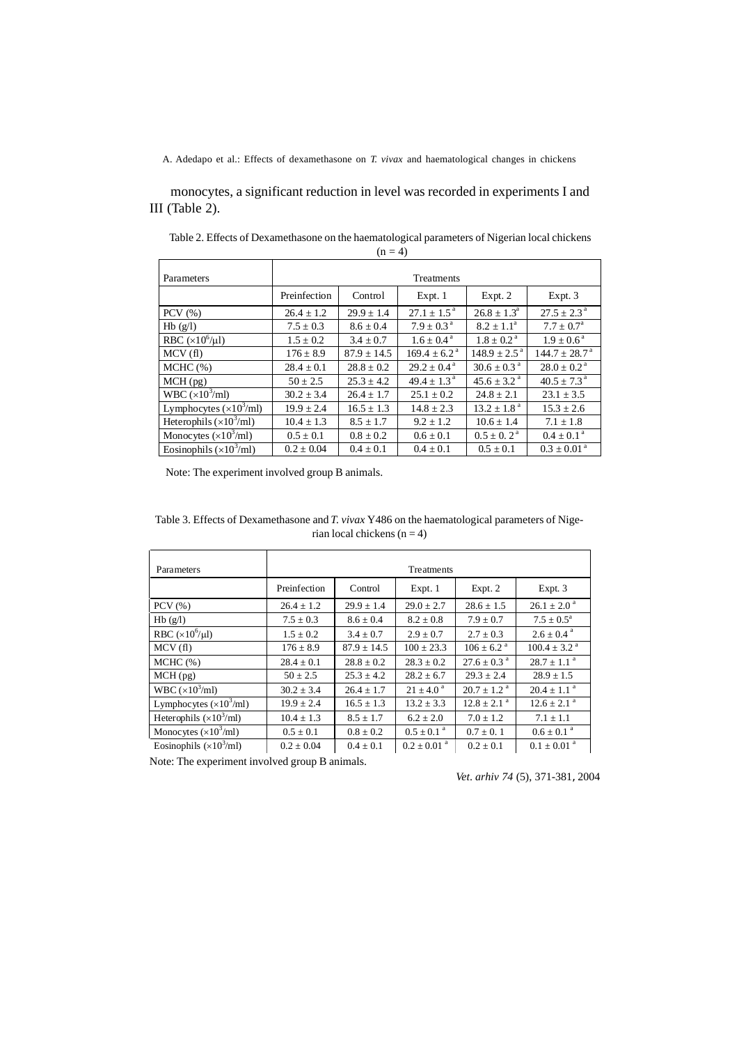monocytes, a significant reduction in level was recorded in experiments I and III (Table 2).

Table 2. Effects of Dexamethasone on the haematological parameters of Nigerian local chickens (n = 4)

| Parameters | Treatments | | | | |
|---|---|---|---|---|---|
| | Preinfection | Control | Expt. 1 | Expt. 2 | Expt. 3 |
| PCV (%) | 26.4 ± 1.2 | 29.9 ± 1.4 | 27.1 ± 1.5 [a] | 26.8 ± 1.3[a] | 27.5 ± 2.3 [a] |
| Hb (g/l) | 7.5 ± 0.3 | 8.6 ± 0.4 | 7.9 ± 0.3 [a] | 8.2 ± 1.1[a] | 7.7 ± 0.7[a] |
| RBC ($\times 10^6/\mu l$) | 1.5 ± 0.2 | 3.4 ± 0.7 | 1.6 ± 0.4 [a] | 1.8 ± 0.2 [a] | 1.9 ± 0.6 [a] |
| MCV (fl) | 176 ± 8.9 | 87.9 ± 14.5 | 169.4 ± 6.2 [a] | 148.9 ± 2.5 [a] | 144.7 ± 28.7 [a] |
| MCHC (%) | 28.4 ± 0.1 | 28.8 ± 0.2 | 29.2 ± 0.4 [a] | 30.6 ± 0.3 [a] | 28.0 ± 0.2 [a] |
| MCH (pg) | 50 ± 2.5 | 25.3 ± 4.2 | 49.4 ± 1.3 [a] | 45.6 ± 3.2 [a] | 40.5 ± 7.3 [a] |
| WBC ($\times 10^3$/ml) | 30.2 ± 3.4 | 26.4 ± 1.7 | 25.1 ± 0.2 | 24.8 ± 2.1 | 23.1 ± 3.5 |
| Lymphocytes ($\times 10^3$/ml) | 19.9 ± 2.4 | 16.5 ± 1.3 | 14.8 ± 2.3 | 13.2 ± 1.8 [a] | 15.3 ± 2.6 |
| Heterophils ($\times 10^3$/ml) | 10.4 ± 1.3 | 8.5 ± 1.7 | 9.2 ± 1.2 | 10.6 ± 1.4 | 7.1 ± 1.8 |
| Monocytes ($\times 10^3$/ml) | 0.5 ± 0.1 | 0.8 ± 0.2 | 0.6 ± 0.1 | 0.5 ± 0. 2 [a] | 0.4 ± 0.1 [a] |
| Eosinophils ($\times 10^3$/ml) | 0.2 ± 0.04 | 0.4 ± 0.1 | 0.4 ± 0.1 | 0.5 ± 0.1 | 0.3 ± 0.01 [a] |

Note: The experiment involved group B animals.

Table 3. Effects of Dexamethasone and *T. vivax* Y486 on the haematological parameters of Nigerian local chickens (n = 4)

| Parameters | Treatments | | | | |
|---|---|---|---|---|---|
| | Preinfection | Control | Expt. 1 | Expt. 2 | Expt. 3 |
| PCV (%) | 26.4 ± 1.2 | 29.9 ± 1.4 | 29.0 ± 2.7 | 28.6 ± 1.5 | 26.1 ± 2.0 [a] |
| Hb (g/l) | 7.5 ± 0.3 | 8.6 ± 0.4 | 8.2 ± 0.8 | 7.9 ± 0.7 | 7.5 ± 0.5[a] |
| RBC ($\times 10^6/\mu l$) | 1.5 ± 0.2 | 3.4 ± 0.7 | 2.9 ± 0.7 | 2.7 ± 0.3 | 2.6 ± 0.4 [a] |
| MCV (fl) | 176 ± 8.9 | 87.9 ± 14.5 | 100 ± 23.3 | 106 ± 6.2 [a] | 100.4 ± 3.2 [a] |
| MCHC (%) | 28.4 ± 0.1 | 28.8 ± 0.2 | 28.3 ± 0.2 | 27.6 ± 0.3 [a] | 28.7 ± 1.1 [a] |
| MCH (pg) | 50 ± 2.5 | 25.3 ± 4.2 | 28.2 ± 6.7 | 29.3 ± 2.4 | 28.9 ± 1.5 |
| WBC ($\times 10^3$/ml) | 30.2 ± 3.4 | 26.4 ± 1.7 | 21 ± 4.0 [a] | 20.7 ± 1.2 [a] | 20.4 ± 1.1 [a] |
| Lymphocytes ($\times 10^3$/ml) | 19.9 ± 2.4 | 16.5 ± 1.3 | 13.2 ± 3.3 | 12.8 ± 2.1 [a] | 12.6 ± 2.1 [a] |
| Heterophils ($\times 10^3$/ml) | 10.4 ± 1.3 | 8.5 ± 1.7 | 6.2 ± 2.0 | 7.0 ± 1.2 | 7.1 ± 1.1 |
| Monocytes ($\times 10^3$/ml) | 0.5 ± 0.1 | 0.8 ± 0.2 | 0.5 ± 0.1 [a] | 0.7 ± 0. 1 | 0.6 ± 0.1 [a] |
| Eosinophils ($\times 10^3$/ml) | 0.2 ± 0.04 | 0.4 ± 0.1 | 0.2 ± 0.01 [a] | 0.2 ± 0.1 | 0.1 ± 0.01 [a] |

Note: The experiment involved group B animals.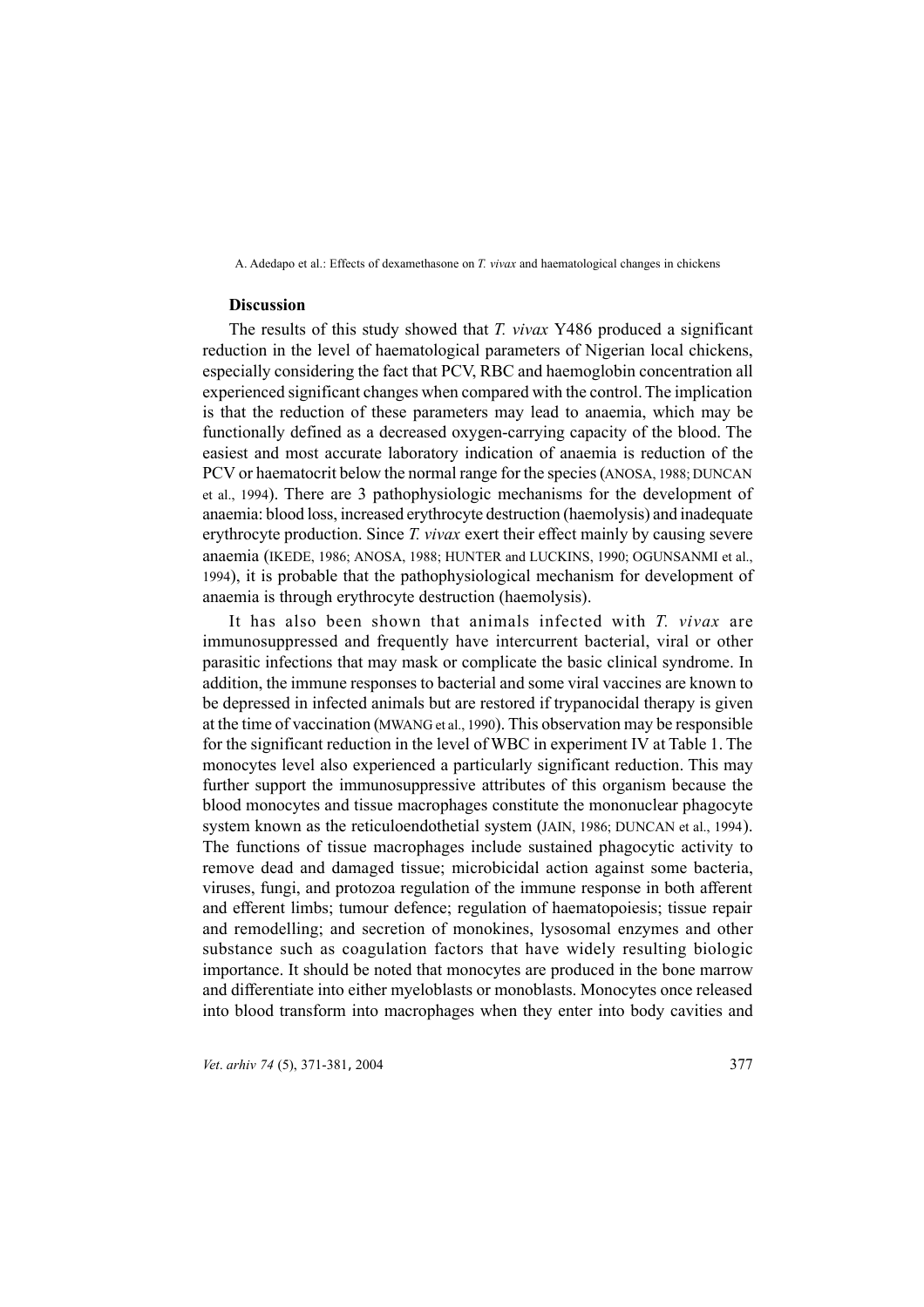### Discussion

The results of this study showed that *T. vivax* Y486 produced a significant reduction in the level of haematological parameters of Nigerian local chickens, especially considering the fact that PCV, RBC and haemoglobin concentration all experienced significant changes when compared with the control. The implication is that the reduction of these parameters may lead to anaemia, which may be functionally defined as a decreased oxygen-carrying capacity of the blood. The easiest and most accurate laboratory indication of anaemia is reduction of the PCV or haematocrit below the normal range for the species (ANOSA, 1988; DUNCAN et al., 1994). There are 3 pathophysiologic mechanisms for the development of anaemia: blood loss, increased erythrocyte destruction (haemolysis) and inadequate erythrocyte production. Since *T. vivax* exert their effect mainly by causing severe anaemia (IKEDE, 1986; ANOSA, 1988; HUNTER and LUCKINS, 1990; OGUNSANMI et al., 1994), it is probable that the pathophysiological mechanism for development of anaemia is through erythrocyte destruction (haemolysis).

It has also been shown that animals infected with *T. vivax* are immunosuppressed and frequently have intercurrent bacterial, viral or other parasitic infections that may mask or complicate the basic clinical syndrome. In addition, the immune responses to bacterial and some viral vaccines are known to be depressed in infected animals but are restored if trypanocidal therapy is given at the time of vaccination (MWANG et al., 1990). This observation may be responsible for the significant reduction in the level of WBC in experiment IV at Table 1. The monocytes level also experienced a particularly significant reduction. This may further support the immunosuppressive attributes of this organism because the blood monocytes and tissue macrophages constitute the mononuclear phagocyte system known as the reticuloendothetial system (JAIN, 1986; DUNCAN et al., 1994). The functions of tissue macrophages include sustained phagocytic activity to remove dead and damaged tissue; microbicidal action against some bacteria, viruses, fungi, and protozoa regulation of the immune response in both afferent and efferent limbs; tumour defence; regulation of haematopoiesis; tissue repair and remodelling; and secretion of monokines, lysosomal enzymes and other substance such as coagulation factors that have widely resulting biologic importance. It should be noted that monocytes are produced in the bone marrow and differentiate into either myeloblasts or monoblasts. Monocytes once released into blood transform into macrophages when they enter into body cavities and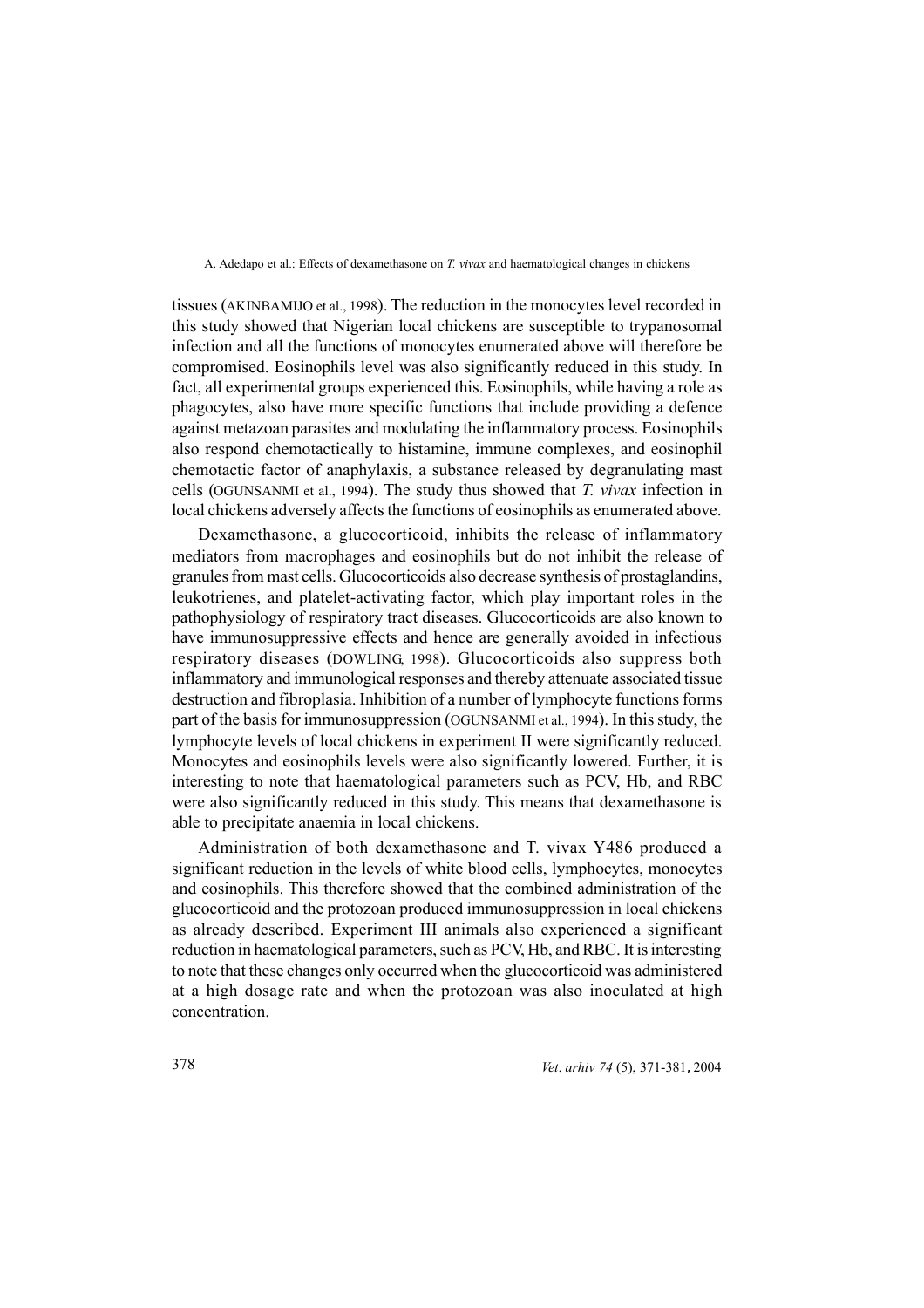tissues (AKINBAMIJO et al., 1998). The reduction in the monocytes level recorded in this study showed that Nigerian local chickens are susceptible to trypanosomal infection and all the functions of monocytes enumerated above will therefore be compromised. Eosinophils level was also significantly reduced in this study. In fact, all experimental groups experienced this. Eosinophils, while having a role as phagocytes, also have more specific functions that include providing a defence against metazoan parasites and modulating the inflammatory process. Eosinophils also respond chemotactically to histamine, immune complexes, and eosinophil chemotactic factor of anaphylaxis, a substance released by degranulating mast cells (OGUNSANMI et al., 1994). The study thus showed that *T. vivax* infection in local chickens adversely affects the functions of eosinophils as enumerated above.

Dexamethasone, a glucocorticoid, inhibits the release of inflammatory mediators from macrophages and eosinophils but do not inhibit the release of granules from mast cells. Glucocorticoids also decrease synthesis of prostaglandins, leukotrienes, and platelet-activating factor, which play important roles in the pathophysiology of respiratory tract diseases. Glucocorticoids are also known to have immunosuppressive effects and hence are generally avoided in infectious respiratory diseases (DOWLING, 1998). Glucocorticoids also suppress both inflammatory and immunological responses and thereby attenuate associated tissue destruction and fibroplasia. Inhibition of a number of lymphocyte functions forms part of the basis for immunosuppression (OGUNSANMI et al., 1994). In this study, the lymphocyte levels of local chickens in experiment II were significantly reduced. Monocytes and eosinophils levels were also significantly lowered. Further, it is interesting to note that haematological parameters such as PCV, Hb, and RBC were also significantly reduced in this study. This means that dexamethasone is able to precipitate anaemia in local chickens.

Administration of both dexamethasone and T. vivax Y486 produced a significant reduction in the levels of white blood cells, lymphocytes, monocytes and eosinophils. This therefore showed that the combined administration of the glucocorticoid and the protozoan produced immunosuppression in local chickens as already described. Experiment III animals also experienced a significant reduction in haematological parameters, such as PCV, Hb, and RBC. It is interesting to note that these changes only occurred when the glucocorticoid was administered at a high dosage rate and when the protozoan was also inoculated at high concentration.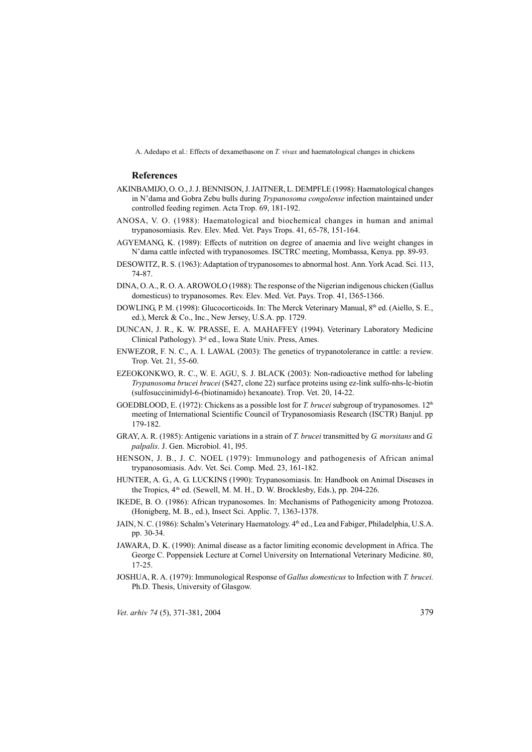## References

AKINBAMIJO, O. O., J. J. BENNISON, J. JAITNER, L. DEMPFLE (1998): Haematological changes in N'dama and Gobra Zebu bulls during *Trypanosoma congolense* infection maintained under controlled feeding regimen. Acta Trop. 69, 181-192.

ANOSA, V. O. (1988): Haematological and biochemical changes in human and animal trypanosomiasis. Rev. Elev. Med. Vet. Pays Trops. 41, 65-78, 151-164.

AGYEMANG, K. (1989): Effects of nutrition on degree of anaemia and live weight changes in N'dama cattle infected with trypanosomes. ISCTRC meeting, Mombassa, Kenya. pp. 89-93.

DESOWITZ, R. S. (1963): Adaptation of trypanosomes to abnormal host. Ann. York Acad. Sci. 113, 74-87.

DINA, O. A., R. O. A. AROWOLO (1988): The response of the Nigerian indigenous chicken (Gallus domesticus) to trypanosomes. Rev. Elev. Med. Vet. Pays. Trop. 41, l365-1366.

DOWLING, P. M. (1998): Glucocorticoids. In: The Merck Veterinary Manual, 8th ed. (Aiello, S. E., ed.), Merck & Co., Inc., New Jersey, U.S.A. pp. 1729.

DUNCAN, J. R., K. W. PRASSE, E. A. MAHAFFEY (1994). Veterinary Laboratory Medicine Clinical Pathology). 3rd ed., Iowa State Univ. Press, Ames.

ENWEZOR, F. N. C., A. I. LAWAL (2003): The genetics of trypanotolerance in cattle: a review. Trop. Vet. 21, 55-60.

EZEOKONKWO, R. C., W. E. AGU, S. J. BLACK (2003): Non-radioactive method for labeling *Trypanosoma brucei brucei* (S427, clone 22) surface proteins using ez-link sulfo-nhs-lc-biotin (sulfosuccinimidyl-6-(biotinamido) hexanoate). Trop. Vet. 20, 14-22.

GOEDBLOOD, E. (1972): Chickens as a possible lost for *T. brucei* subgroup of trypanosomes. 12th meeting of International Scientific Council of Trypanosomiasis Research (ISCTR) Banjul. pp 179-182.

GRAY, A. R. (1985): Antigenic variations in a strain of *T. brucei* transmitted by *G. morsitans* and *G. palpalis*. J. Gen. Microbiol. 41, l95.

HENSON, J. B., J. C. NOEL (1979): Immunology and pathogenesis of African animal trypanosomiasis. Adv. Vet. Sci. Comp. Med. 23, 161-182.

HUNTER, A. G., A. G. LUCKINS (1990): Trypanosomiasis. In: Handbook on Animal Diseases in the Tropics, 4th ed. (Sewell, M. M. H., D. W. Brocklesby, Eds.), pp. 204-226.

IKEDE, B. O. (1986): African trypanosomes. In: Mechanisms of Pathogenicity among Protozoa. (Honigberg, M. B., ed.), Insect Sci. Applic. 7, 1363-1378.

JAIN, N. C. (1986): Schalm's Veterinary Haematology. 4th ed., Lea and Fabiger, Philadelphia, U.S.A. pp. 30-34.

JAWARA, D. K. (1990): Animal disease as a factor limiting economic development in Africa. The George C. Poppensiek Lecture at Cornel University on International Veterinary Medicine. 80, 17-25.

JOSHUA, R. A. (1979): Immunological Response of *Gallus domesticus* to Infection with *T. brucei.* Ph.D. Thesis, University of Glasgow.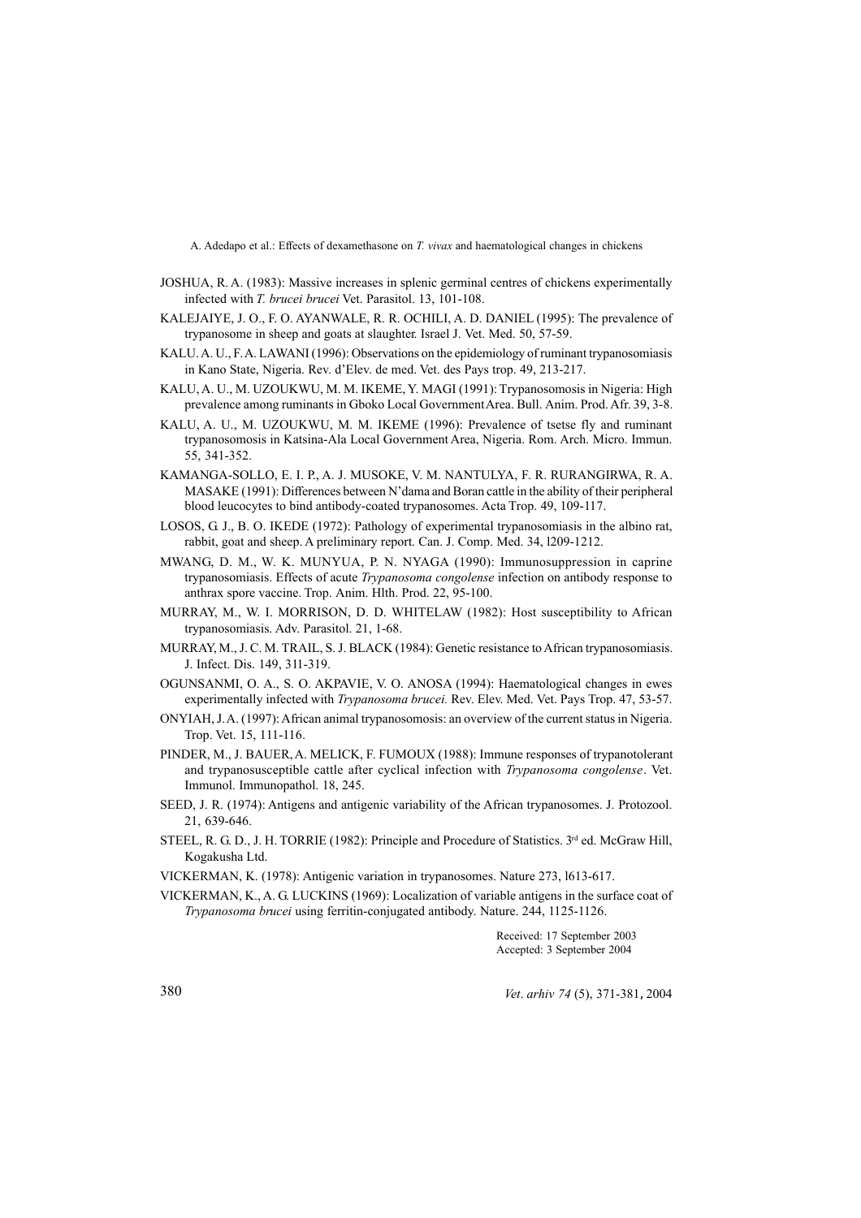JOSHUA, R. A. (1983): Massive increases in splenic germinal centres of chickens experimentally infected with *T. brucei brucei* Vet. Parasitol. 13, 101-108.

KALEJAIYE, J. O., F. O. AYANWALE, R. R. OCHILI, A. D. DANIEL (1995): The prevalence of trypanosome in sheep and goats at slaughter. Israel J. Vet. Med. 50, 57-59.

KALU. A. U., F. A. LAWANI (1996): Observations on the epidemiology of ruminant trypanosomiasis in Kano State, Nigeria. Rev. d'Elev. de med. Vet. des Pays trop. 49, 213-217.

KALU, A. U., M. UZOUKWU, M. M. IKEME, Y. MAGI (1991): Trypanosomosis in Nigeria: High prevalence among ruminants in Gboko Local Government Area. Bull. Anim. Prod. Afr. 39, 3-8.

KALU, A. U., M. UZOUKWU, M. M. IKEME (1996): Prevalence of tsetse fly and ruminant trypanosomosis in Katsina-Ala Local Government Area, Nigeria. Rom. Arch. Micro. Immun. 55, 341-352.

KAMANGA-SOLLO, E. I. P., A. J. MUSOKE, V. M. NANTULYA, F. R. RURANGIRWA, R. A. MASAKE (1991): Differences between N'dama and Boran cattle in the ability of their peripheral blood leucocytes to bind antibody-coated trypanosomes. Acta Trop. 49, 109-117.

LOSOS, G. J., B. O. IKEDE (1972): Pathology of experimental trypanosomiasis in the albino rat, rabbit, goat and sheep. A preliminary report. Can. J. Comp. Med. 34, l209-1212.

MWANG, D. M., W. K. MUNYUA, P. N. NYAGA (1990): Immunosuppression in caprine trypanosomiasis. Effects of acute *Trypanosoma congolense* infection on antibody response to anthrax spore vaccine. Trop. Anim. Hlth. Prod. 22, 95-100.

MURRAY, M., W. I. MORRISON, D. D. WHITELAW (1982): Host susceptibility to African trypanosomiasis. Adv. Parasitol. 21, 1-68.

MURRAY, M., J. C. M. TRAIL, S. J. BLACK (1984): Genetic resistance to African trypanosomiasis. J. Infect. Dis. 149, 311-319.

OGUNSANMI, O. A., S. O. AKPAVIE, V. O. ANOSA (1994): Haematological changes in ewes experimentally infected with *Trypanosoma brucei.* Rev. Elev. Med. Vet. Pays Trop. 47, 53-57.

ONYIAH, J. A. (1997): African animal trypanosomosis: an overview of the current status in Nigeria. Trop. Vet. 15, 111-116.

PINDER, M., J. BAUER, A. MELICK, F. FUMOUX (1988): Immune responses of trypanotolerant and trypanosusceptible cattle after cyclical infection with *Trypanosoma congolense*. Vet. Immunol. Immunopathol. 18, 245.

SEED, J. R. (1974): Antigens and antigenic variability of the African trypanosomes. J. Protozool. 21, 639-646.

STEEL, R. G. D., J. H. TORRIE (1982): Principle and Procedure of Statistics. 3rd ed. McGraw Hill, Kogakusha Ltd.

VICKERMAN, K. (1978): Antigenic variation in trypanosomes. Nature 273, l613-617.

VICKERMAN, K., A. G. LUCKINS (1969): Localization of variable antigens in the surface coat of *Trypanosoma brucei* using ferritin-conjugated antibody. Nature. 244, 1125-1126.

Received: 17 September 2003
Accepted: 3 September 2004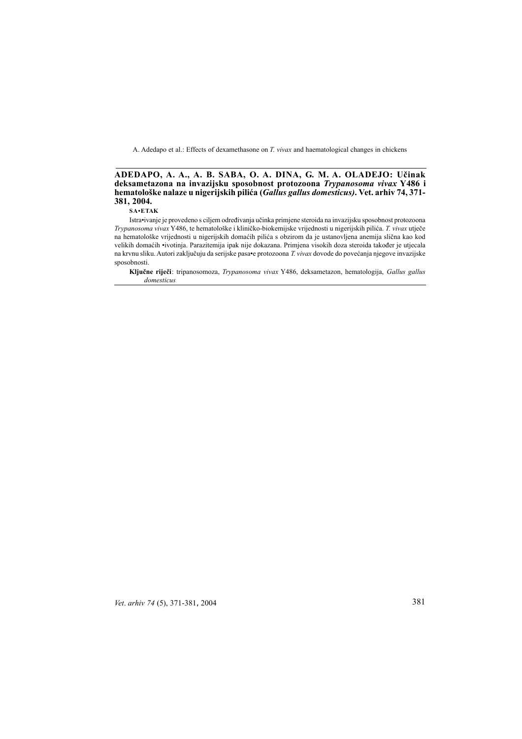**ADEDAPO, A. A., A. B. SABA, O. A. DINA, G. M. A. OLADEJO: Učinak deksametazona na invazijsku sposobnost protozoona *Trypanosoma vivax* Y486 i hematološke nalaze u nigerijskih pilića (*Gallus gallus domesticus*). Vet. arhiv 74, 371-381, 2004.**

**SA•ETAK**

Istra•ivanje je provedeno s ciljem određivanja učinka primjene steroida na invazijsku sposobnost protozoona *Trypanosoma vivax* Y486, te hematološke i kliničko-biokemijske vrijednosti u nigerijskih pilića. *T. vivax* utječe na hematološke vrijednosti u nigerijskih domaćih pilića s obzirom da je ustanovljena anemija slična kao kod velikih domaćih •ivotinja. Parazitemija ipak nije dokazana. Primjena visokih doza steroida također je utjecala na krvnu sliku. Autori zaključuju da serijske pasa•e protozoona *T. vivax* dovode do povećanja njegove invazijske sposobnosti.

**Ključne riječi**: tripanosomoza, *Trypanosoma vivax* Y486, deksametazon, hematologija, *Gallus gallus domesticus*